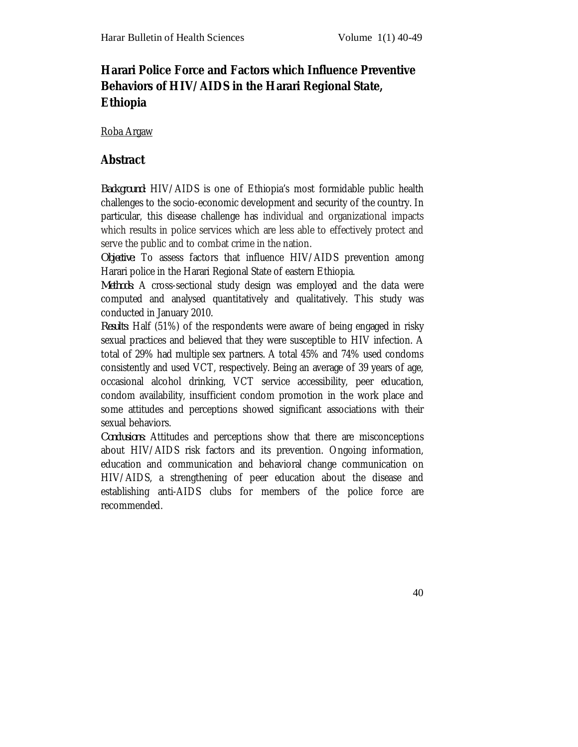# Harari Police Force and Factors which Influence Preventive Behaviors of HIV/AIDS in the Harari Regional State, Ethiopia

Roba Argaw

## Abstract

*Background:* HIV/AIDS is one of Ethiopia's most formidable public health challenges to the socio-economic development and security of the country. In particular, this disease challenge has individual and organizational impacts which results in police services which are less able to effectively protect and serve the public and to combat crime in the nation.

*Objective:* To assess factors that influence HIV/AIDS prevention among Harari police in the Harari Regional State of eastern Ethiopia.

*Methods:* A cross-sectional study design was employed and the data were computed and analysed quantitatively and qualitatively. This study was conducted in January 2010.

*Results:* Half (51%) of the respondents were aware of being engaged in risky sexual practices and believed that they were susceptible to HIV infection. A total of 29% had multiple sex partners. A total 45% and 74% used condoms consistently and used VCT, respectively. Being an average of 39 years of age, occasional alcohol drinking, VCT service accessibility, peer education, condom availability, insufficient condom promotion in the work place and some attitudes and perceptions showed significant associations with their sexual behaviors.

*Conclusions:* Attitudes and perceptions show that there are misconceptions about HIV/AIDS risk factors and its prevention. Ongoing information, education and communication and behavioral change communication on HIV/AIDS, a strengthening of peer education about the disease and establishing anti-AIDS clubs for members of the police force are recommended.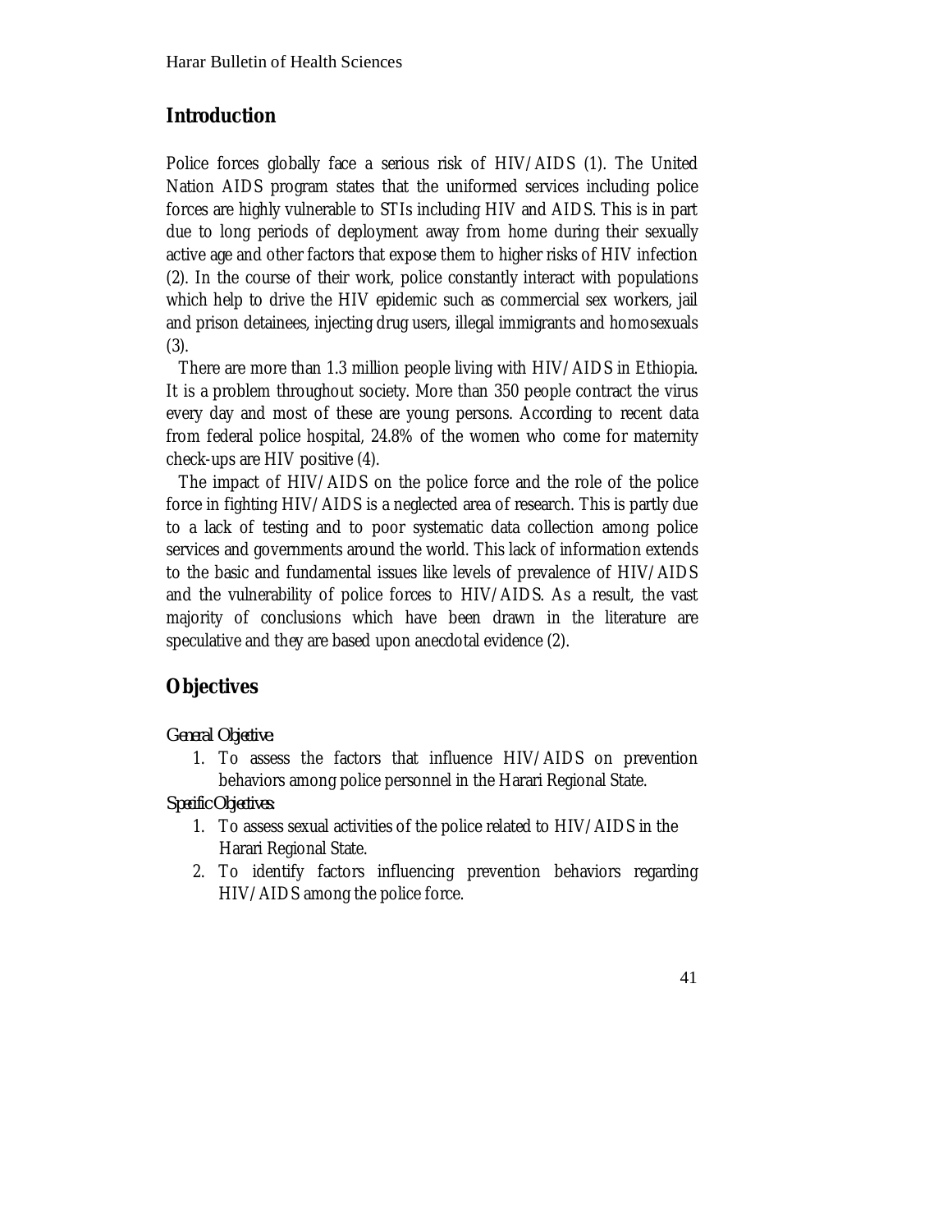## Introduction

Police forces globally face a serious risk of HIV/AIDS (1). The United Nation AIDS program states that the uniformed services including police forces are highly vulnerable to STIs including HIV and AIDS. This is in part due to long periods of deployment away from home during their sexually active age and other factors that expose them to higher risks of HIV infection (2). In the course of their work, police constantly interact with populations which help to drive the HIV epidemic such as commercial sex workers, jail and prison detainees, injecting drug users, illegal immigrants and homosexuals (3).

There are more than 1.3 million people living with HIV/AIDS in Ethiopia. It is a problem throughout society. More than 350 people contract the virus every day and most of these are young persons. According to recent data from federal police hospital, 24.8% of the women who come for maternity check-ups are HIV positive (4).

The impact of HIV/AIDS on the police force and the role of the police force in fighting HIV/AIDS is a neglected area of research. This is partly due to a lack of testing and to poor systematic data collection among police services and governments around the world. This lack of information extends to the basic and fundamental issues like levels of prevalence of HIV/AIDS and the vulnerability of police forces to HIV/AIDS. As a result, the vast majority of conclusions which have been drawn in the literature are speculative and they are based upon anecdotal evidence (2).

## Objectives

*General Objective:*

1. To assess the factors that influence HIV/AIDS on prevention behaviors among police personnel in the Harari Regional State.

*Specific Objectives:*

1. To assess sexual activities of the police related to HIV/AIDS in the Harari Regional State.
2. To identify factors influencing prevention behaviors regarding HIV/AIDS among the police force.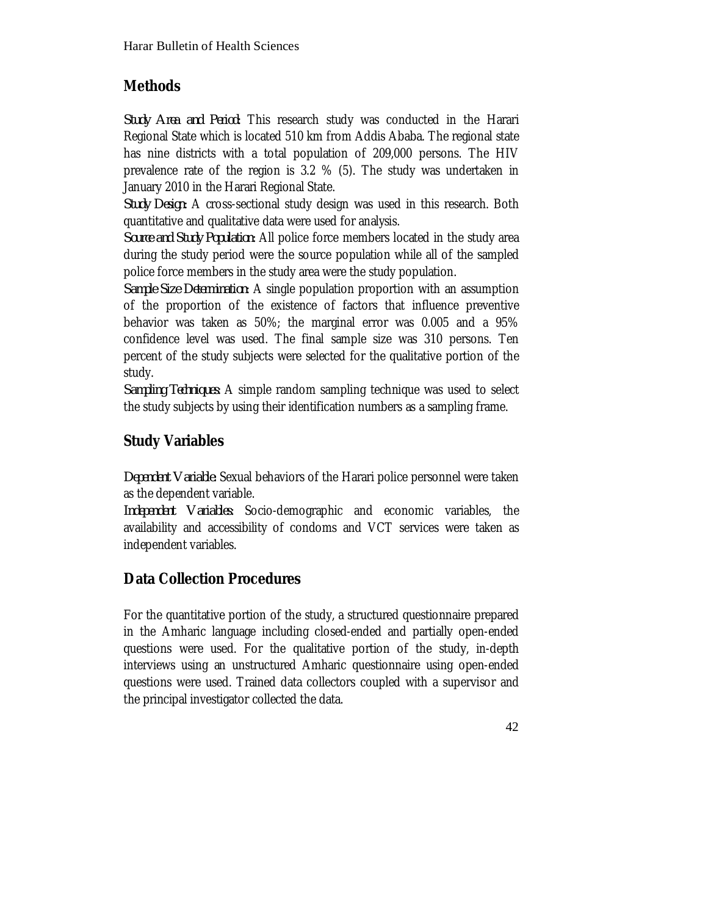## Methods

*Study Area and Period:* This research study was conducted in the Harari Regional State which is located 510 km from Addis Ababa. The regional state has nine districts with a total population of 209,000 persons. The HIV prevalence rate of the region is 3.2 % (5). The study was undertaken in January 2010 in the Harari Regional State.

*Study Design:* A cross-sectional study design was used in this research. Both quantitative and qualitative data were used for analysis.

*Source and Study Population:* All police force members located in the study area during the study period were the source population while all of the sampled police force members in the study area were the study population.

*Sample Size Determination:* A single population proportion with an assumption of the proportion of the existence of factors that influence preventive behavior was taken as 50%; the marginal error was 0.005 and a 95% confidence level was used. The final sample size was 310 persons. Ten percent of the study subjects were selected for the qualitative portion of the study.

*Sampling Techniques:* A simple random sampling technique was used to select the study subjects by using their identification numbers as a sampling frame.

## Study Variables

*Dependent Variable:* Sexual behaviors of the Harari police personnel were taken as the dependent variable.

*Independent Variables:* Socio-demographic and economic variables, the availability and accessibility of condoms and VCT services were taken as independent variables.

## Data Collection Procedures

For the quantitative portion of the study, a structured questionnaire prepared in the Amharic language including closed-ended and partially open-ended questions were used. For the qualitative portion of the study, in-depth interviews using an unstructured Amharic questionnaire using open-ended questions were used. Trained data collectors coupled with a supervisor and the principal investigator collected the data.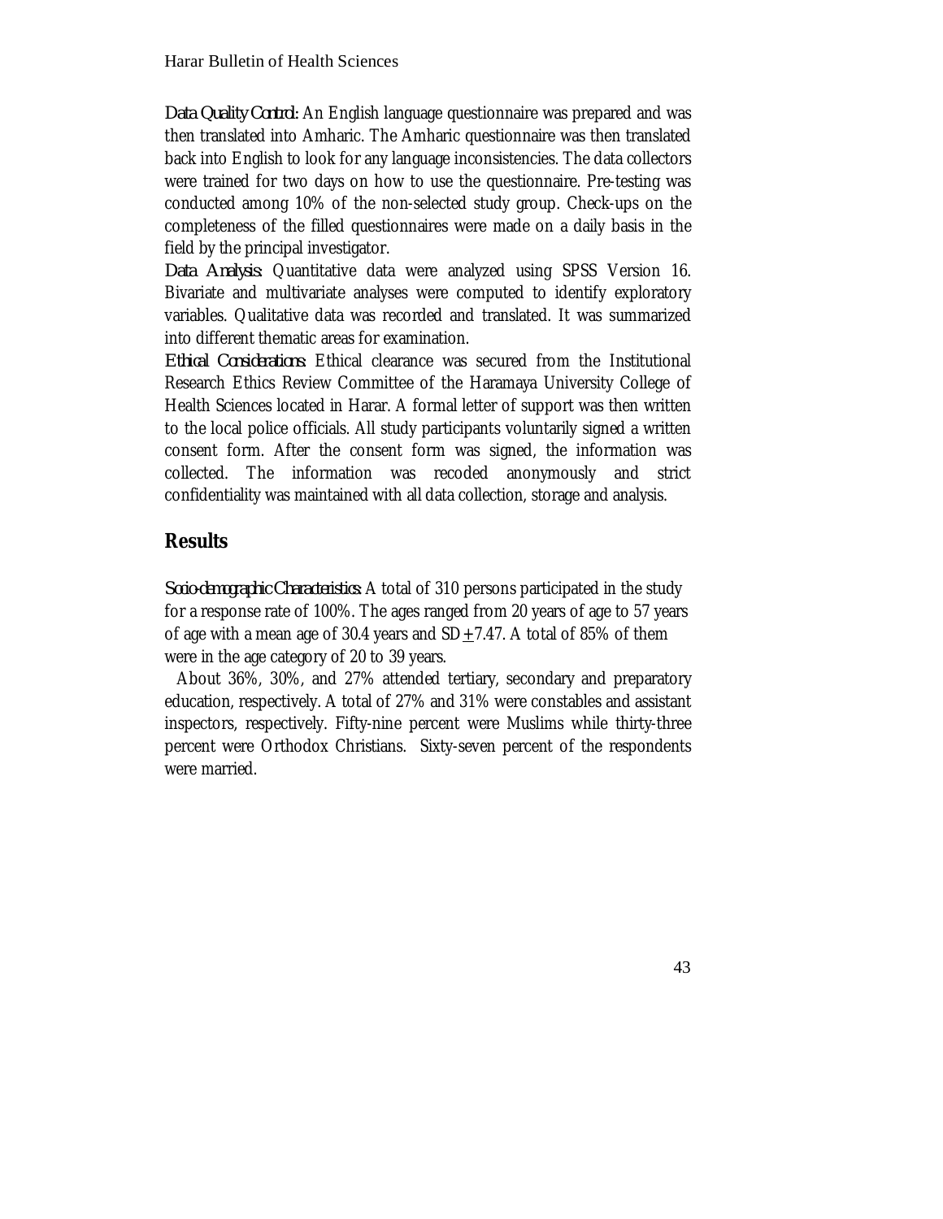*Data Quality Control:* An English language questionnaire was prepared and was then translated into Amharic. The Amharic questionnaire was then translated back into English to look for any language inconsistencies. The data collectors were trained for two days on how to use the questionnaire. Pre-testing was conducted among 10% of the non-selected study group. Check-ups on the completeness of the filled questionnaires were made on a daily basis in the field by the principal investigator.

*Data Analysis:* Quantitative data were analyzed using SPSS Version 16. Bivariate and multivariate analyses were computed to identify exploratory variables. Qualitative data was recorded and translated. It was summarized into different thematic areas for examination.

*Ethical Considerations:* Ethical clearance was secured from the Institutional Research Ethics Review Committee of the Haramaya University College of Health Sciences located in Harar. A formal letter of support was then written to the local police officials. All study participants voluntarily signed a written consent form. After the consent form was signed, the information was collected. The information was recoded anonymously and strict confidentiality was maintained with all data collection, storage and analysis.

## Results

*Socio-demographic Characteristics:* A total of 310 persons participated in the study for a response rate of 100%. The ages ranged from 20 years of age to 57 years of age with a mean age of 30.4 years and SD $\pm$7.47. A total of 85% of them were in the age category of 20 to 39 years.

About 36%, 30%, and 27% attended tertiary, secondary and preparatory education, respectively. A total of 27% and 31% were constables and assistant inspectors, respectively. Fifty-nine percent were Muslims while thirty-three percent were Orthodox Christians. Sixty-seven percent of the respondents were married.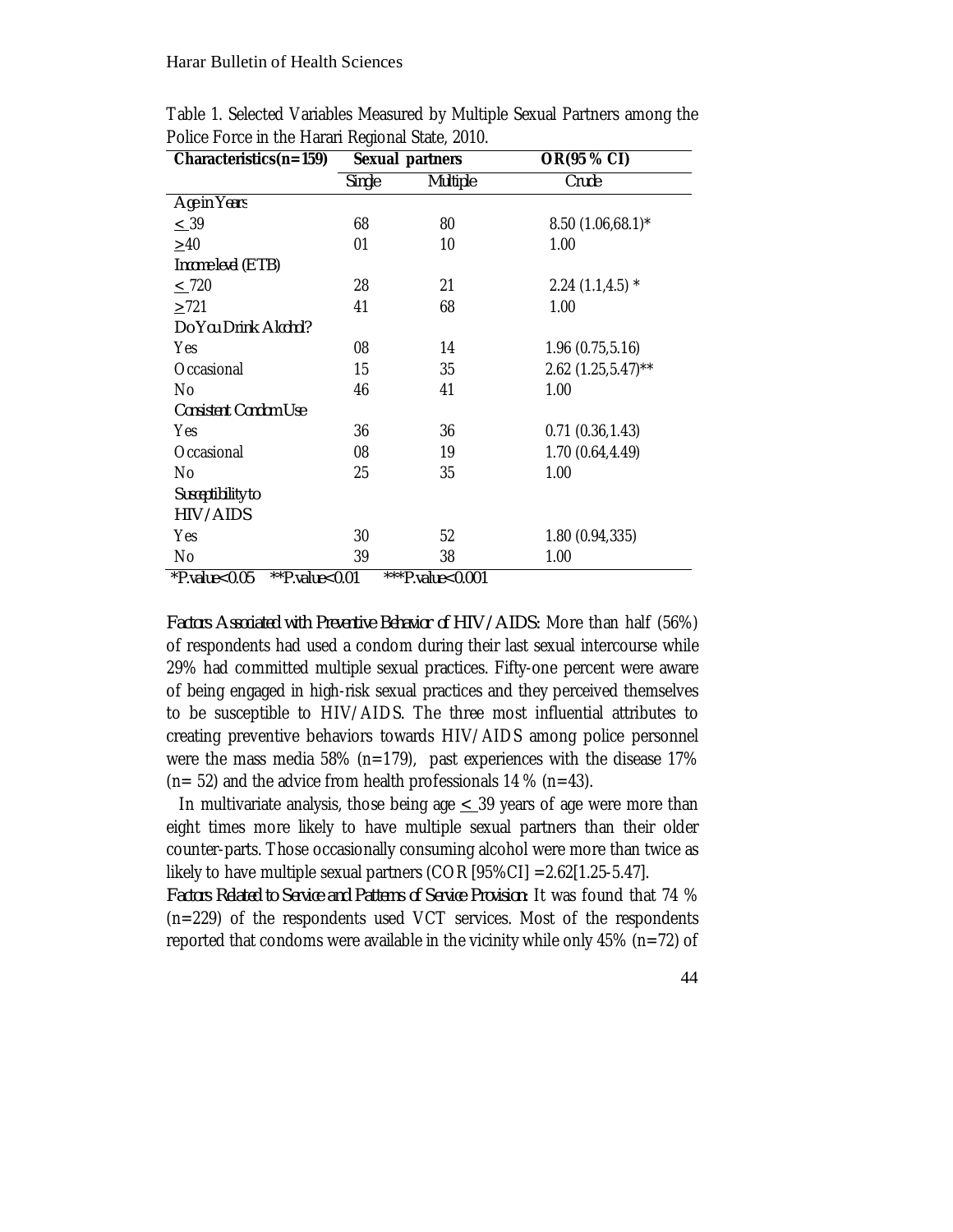Table 1. Selected Variables Measured by Multiple Sexual Partners among the Police Force in the Harari Regional State, 2010.

| Characteristics(n=159) | Sexual partners | | OR(95% CI) |
|---|---|---|---|
| | Single | Multiple | Crude |
| *Age in Years* | | | |
| ≤ 39 | 68 | 80 | 8.50 (1.06,68.1)* |
| ≥40 | 01 | 10 | 1.00 |
| *Income level (ETB)* | | | |
| ≤ 720 | 28 | 21 | 2.24 (1.1,4.5) * |
| ≥721 | 41 | 68 | 1.00 |
| *Do You Drink Alcohol?* | | | |
| Yes | 08 | 14 | 1.96 (0.75,5.16) |
| Occasional | 15 | 35 | 2.62 (1.25,5.47)** |
| No | 46 | 41 | 1.00 |
| *Consistent Condom Use* | | | |
| Yes | 36 | 36 | 0.71 (0.36,1.43) |
| Occasional | 08 | 19 | 1.70 (0.64,4.49) |
| No | 25 | 35 | 1.00 |
| *Susceptibility to HIV/AIDS* | | | |
| Yes | 30 | 52 | 1.80 (0.94,335) |
| No | 39 | 38 | 1.00 |

*P.value<0.05 **P.value<0.01 ***P.value<0.001

*Factors Associated with Preventive Behavior of HIV/AIDS:* More than half (56%) of respondents had used a condom during their last sexual intercourse while 29% had committed multiple sexual practices. Fifty-one percent were aware of being engaged in high-risk sexual practices and they perceived themselves to be susceptible to HIV/AIDS. The three most influential attributes to creating preventive behaviors towards HIV/AIDS among police personnel were the mass media 58% (n=179), past experiences with the disease 17% (n= 52) and the advice from health professionals 14 % (n=43).

In multivariate analysis, those being age ≤ 39 years of age were more than eight times more likely to have multiple sexual partners than their older counter-parts. Those occasionally consuming alcohol were more than twice as likely to have multiple sexual partners (COR [95%CI] =2.62[1.25-5.47].

*Factors Related to Service and Patterns of Service Provision:* It was found that 74 % (n=229) of the respondents used VCT services. Most of the respondents reported that condoms were available in the vicinity while only 45% (n=72) of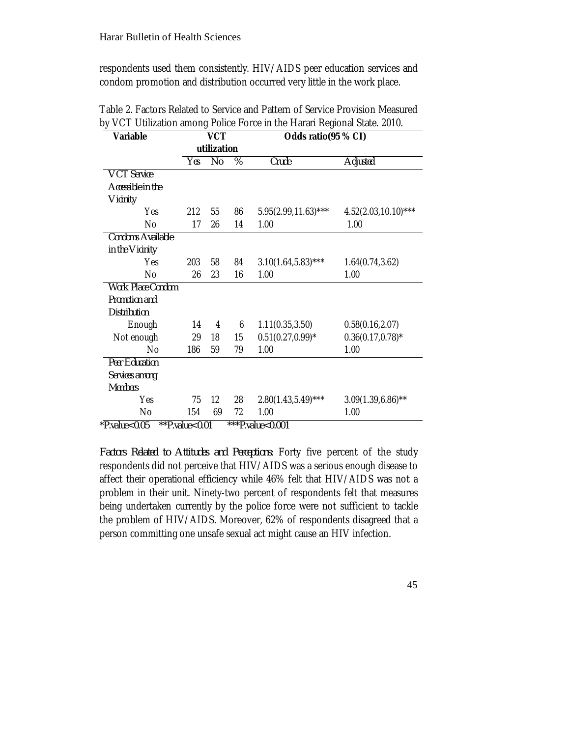respondents used them consistently. HIV/AIDS peer education services and condom promotion and distribution occurred very little in the work place.

Table 2. Factors Related to Service and Pattern of Service Provision Measured by VCT Utilization among Police Force in the Harari Regional State. 2010.

| Variable | VCT utilization | | | Odds ratio(95% CI) | |
|---|---|---|---|---|---|
| | Yes | No | % | Crude | Adjusted |
| *VCT Service Accessible in the Vicinity* | | | | | |
| Yes | 212 | 55 | 86 | 5.95(2.99,11.63)*** | 4.52(2.03,10.10)*** |
| No | 17 | 26 | 14 | 1.00 | 1.00 |
| *Condoms Available in the Vicinity* | | | | | |
| Yes | 203 | 58 | 84 | 3.10(1.64,5.83)*** | 1.64(0.74,3.62) |
| No | 26 | 23 | 16 | 1.00 | 1.00 |
| *Work Place Condom Promotion and Distribution* | | | | | |
| Enough | 14 | 4 | 6 | 1.11(0.35,3.50) | 0.58(0.16,2.07) |
| Not enough | 29 | 18 | 15 | 0.51(0.27,0.99)* | 0.36(0.17,0.78)* |
| No | 186 | 59 | 79 | 1.00 | 1.00 |
| *Peer Education Services among Members* | | | | | |
| Yes | 75 | 12 | 28 | 2.80(1.43,5.49)*** | 3.09(1.39,6.86)** |
| No | 154 | 69 | 72 | 1.00 | 1.00 |

*P.value<0.05 **P.value<0.01 ***P.value<0.001

*Factors Related to Attitudes and Perceptions:* Forty five percent of the study respondents did not perceive that HIV/AIDS was a serious enough disease to affect their operational efficiency while 46% felt that HIV/AIDS was not a problem in their unit. Ninety-two percent of respondents felt that measures being undertaken currently by the police force were not sufficient to tackle the problem of HIV/AIDS. Moreover, 62% of respondents disagreed that a person committing one unsafe sexual act might cause an HIV infection.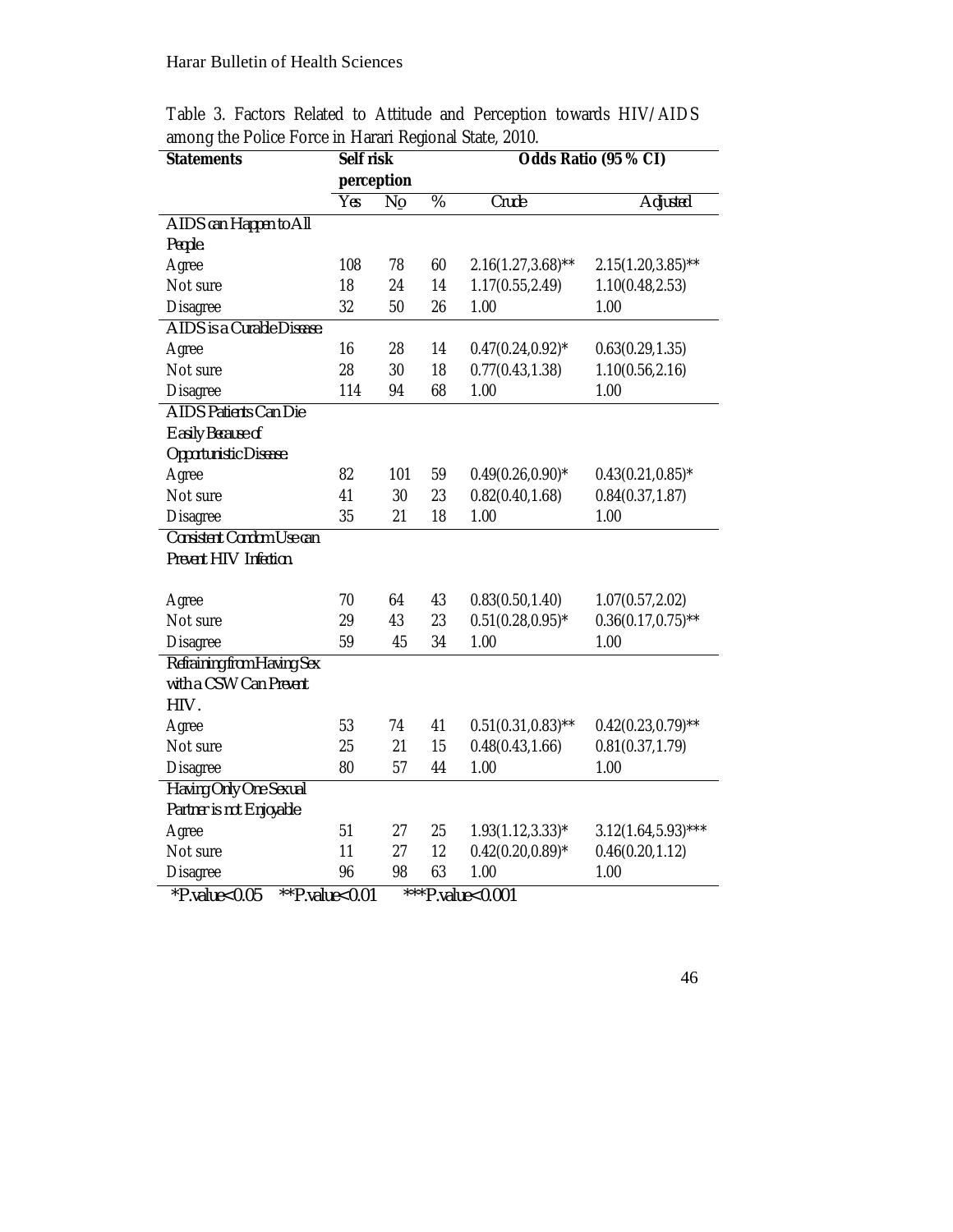Table 3. Factors Related to Attitude and Perception towards HIV/AIDS among the Police Force in Harari Regional State, 2010.

| Statements | Self risk perception | | | Odds Ratio (95% CI) | |
|---|---|---|---|---|---|
| | Yes | No | % | Crude | Adjusted |
| **AIDS can Happen to All People.** | | | | | |
| Agree | 108 | 78 | 60 | 2.16(1.27,3.68)** | 2.15(1.20,3.85)** |
| Not sure | 18 | 24 | 14 | 1.17(0.55,2.49) | 1.10(0.48,2.53) |
| Disagree | 32 | 50 | 26 | 1.00 | 1.00 |
| **AIDS is a Curable Disease** | | | | | |
| Agree | 16 | 28 | 14 | 0.47(0.24,0.92)* | 0.63(0.29,1.35) |
| Not sure | 28 | 30 | 18 | 0.77(0.43,1.38) | 1.10(0.56,2.16) |
| Disagree | 114 | 94 | 68 | 1.00 | 1.00 |
| **AIDS Patients Can Die Easily Because of Opportunistic Disease** | | | | | |
| Agree | 82 | 101 | 59 | 0.49(0.26,0.90)* | 0.43(0.21,0.85)* |
| Not sure | 41 | 30 | 23 | 0.82(0.40,1.68) | 0.84(0.37,1.87) |
| Disagree | 35 | 21 | 18 | 1.00 | 1.00 |
| **Consistent Condom Use can Prevent HIV Infection.** | | | | | |
| Agree | 70 | 64 | 43 | 0.83(0.50,1.40) | 1.07(0.57,2.02) |
| Not sure | 29 | 43 | 23 | 0.51(0.28,0.95)* | 0.36(0.17,0.75)** |
| Disagree | 59 | 45 | 34 | 1.00 | 1.00 |
| **Refraining from Having Sex with a CSW Can Prevent HIV.** | | | | | |
| Agree | 53 | 74 | 41 | 0.51(0.31,0.83)** | 0.42(0.23,0.79)** |
| Not sure | 25 | 21 | 15 | 0.48(0.43,1.66) | 0.81(0.37,1.79) |
| Disagree | 80 | 57 | 44 | 1.00 | 1.00 |
| **Having Only One Sexual Partner is not Enjoyable** | | | | | |
| Agree | 51 | 27 | 25 | 1.93(1.12,3.33)* | 3.12(1.64,5.93)*** |
| Not sure | 11 | 27 | 12 | 0.42(0.20,0.89)* | 0.46(0.20,1.12) |
| Disagree | 96 | 98 | 63 | 1.00 | 1.00 |

*P.value<0.05 **P.value<0.01 ***P.value<0.001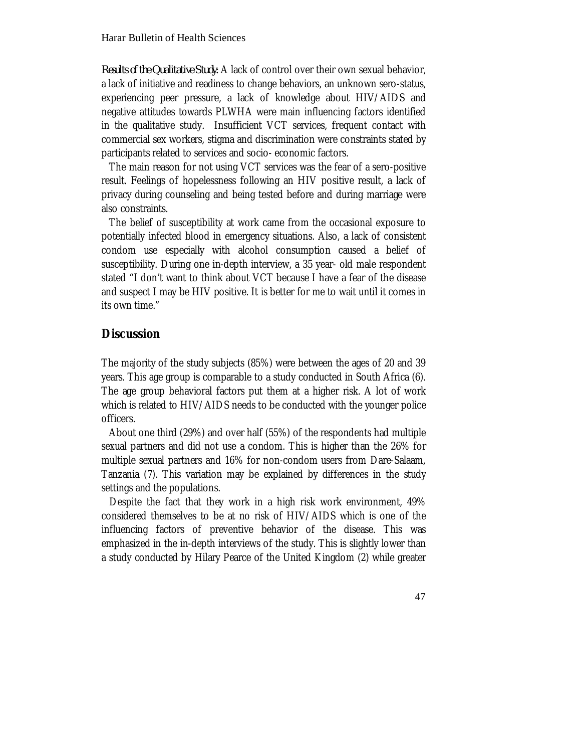*Results of the Qualitative Study:* A lack of control over their own sexual behavior, a lack of initiative and readiness to change behaviors, an unknown sero-status, experiencing peer pressure, a lack of knowledge about HIV/AIDS and negative attitudes towards PLWHA were main influencing factors identified in the qualitative study. Insufficient VCT services, frequent contact with commercial sex workers, stigma and discrimination were constraints stated by participants related to services and socio- economic factors.

The main reason for not using VCT services was the fear of a sero-positive result. Feelings of hopelessness following an HIV positive result, a lack of privacy during counseling and being tested before and during marriage were also constraints.

The belief of susceptibility at work came from the occasional exposure to potentially infected blood in emergency situations. Also, a lack of consistent condom use especially with alcohol consumption caused a belief of susceptibility. During one in-depth interview, a 35 year- old male respondent stated "I don't want to think about VCT because I have a fear of the disease and suspect I may be HIV positive. It is better for me to wait until it comes in its own time."

## Discussion

The majority of the study subjects (85%) were between the ages of 20 and 39 years. This age group is comparable to a study conducted in South Africa (6). The age group behavioral factors put them at a higher risk. A lot of work which is related to HIV/AIDS needs to be conducted with the younger police officers.

About one third (29%) and over half (55%) of the respondents had multiple sexual partners and did not use a condom. This is higher than the 26% for multiple sexual partners and 16% for non-condom users from Dare-Salaam, Tanzania (7). This variation may be explained by differences in the study settings and the populations.

Despite the fact that they work in a high risk work environment, 49% considered themselves to be at no risk of HIV/AIDS which is one of the influencing factors of preventive behavior of the disease. This was emphasized in the in-depth interviews of the study. This is slightly lower than a study conducted by Hilary Pearce of the United Kingdom (2) while greater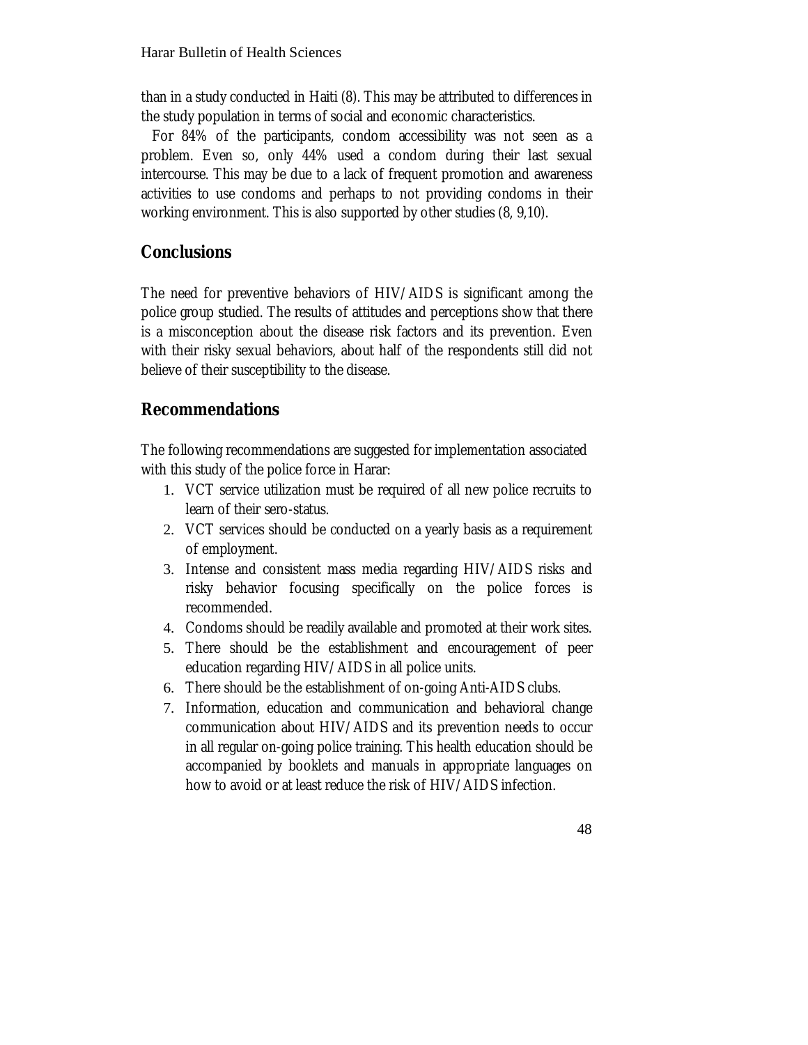than in a study conducted in Haiti (8). This may be attributed to differences in the study population in terms of social and economic characteristics.

For 84% of the participants, condom accessibility was not seen as a problem. Even so, only 44% used a condom during their last sexual intercourse. This may be due to a lack of frequent promotion and awareness activities to use condoms and perhaps to not providing condoms in their working environment. This is also supported by other studies (8, 9,10).

## Conclusions

The need for preventive behaviors of HIV/AIDS is significant among the police group studied. The results of attitudes and perceptions show that there is a misconception about the disease risk factors and its prevention. Even with their risky sexual behaviors, about half of the respondents still did not believe of their susceptibility to the disease.

## Recommendations

The following recommendations are suggested for implementation associated with this study of the police force in Harar:

1. VCT service utilization must be required of all new police recruits to learn of their sero-status.
2. VCT services should be conducted on a yearly basis as a requirement of employment.
3. Intense and consistent mass media regarding HIV/AIDS risks and risky behavior focusing specifically on the police forces is recommended.
4. Condoms should be readily available and promoted at their work sites.
5. There should be the establishment and encouragement of peer education regarding HIV/AIDS in all police units.
6. There should be the establishment of on-going Anti-AIDS clubs.
7. Information, education and communication and behavioral change communication about HIV/AIDS and its prevention needs to occur in all regular on-going police training. This health education should be accompanied by booklets and manuals in appropriate languages on how to avoid or at least reduce the risk of HIV/AIDS infection.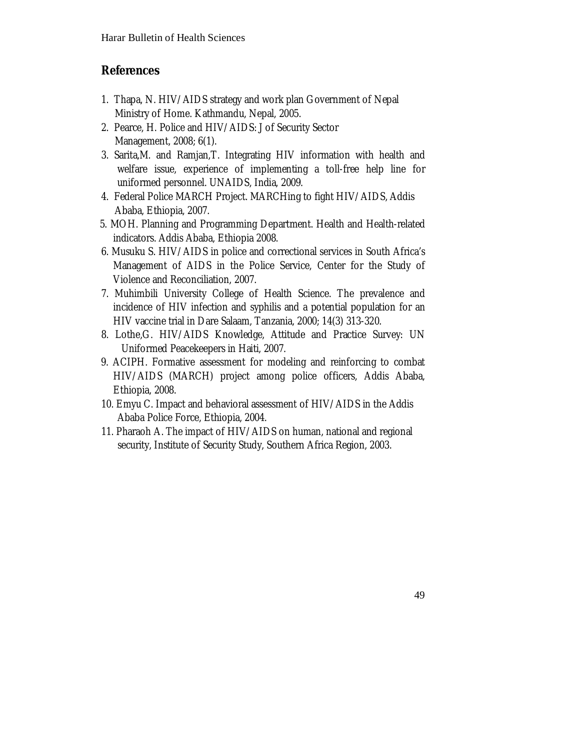## References

1. Thapa, N. HIV/AIDS strategy and work plan Government of Nepal Ministry of Home. Kathmandu, Nepal, 2005.
2. Pearce, H. Police and HIV/AIDS: J of Security Sector Management, 2008; 6(1).
3. Sarita,M. and Ramjan,T. Integrating HIV information with health and welfare issue, experience of implementing a toll-free help line for uniformed personnel. UNAIDS, India, 2009.
4. Federal Police MARCH Project. MARCHing to fight HIV/AIDS, Addis Ababa, Ethiopia, 2007.
5. MOH. Planning and Programming Department. Health and Health-related indicators. Addis Ababa, Ethiopia 2008.
6. Musuku S. HIV/AIDS in police and correctional services in South Africa's Management of AIDS in the Police Service, Center for the Study of Violence and Reconciliation, 2007.
7. Muhimbili University College of Health Science. The prevalence and incidence of HIV infection and syphilis and a potential population for an HIV vaccine trial in Dare Salaam, Tanzania, 2000; 14(3) 313-320.
8. Lothe,G. HIV/AIDS Knowledge, Attitude and Practice Survey: UN Uniformed Peacekeepers in Haiti, 2007.
9. ACIPH. Formative assessment for modeling and reinforcing to combat HIV/AIDS (MARCH) project among police officers, Addis Ababa, Ethiopia, 2008.
10. Emyu C. Impact and behavioral assessment of HIV/AIDS in the Addis Ababa Police Force, Ethiopia, 2004.
11. Pharaoh A. The impact of HIV/AIDS on human, national and regional security, Institute of Security Study, Southern Africa Region, 2003.